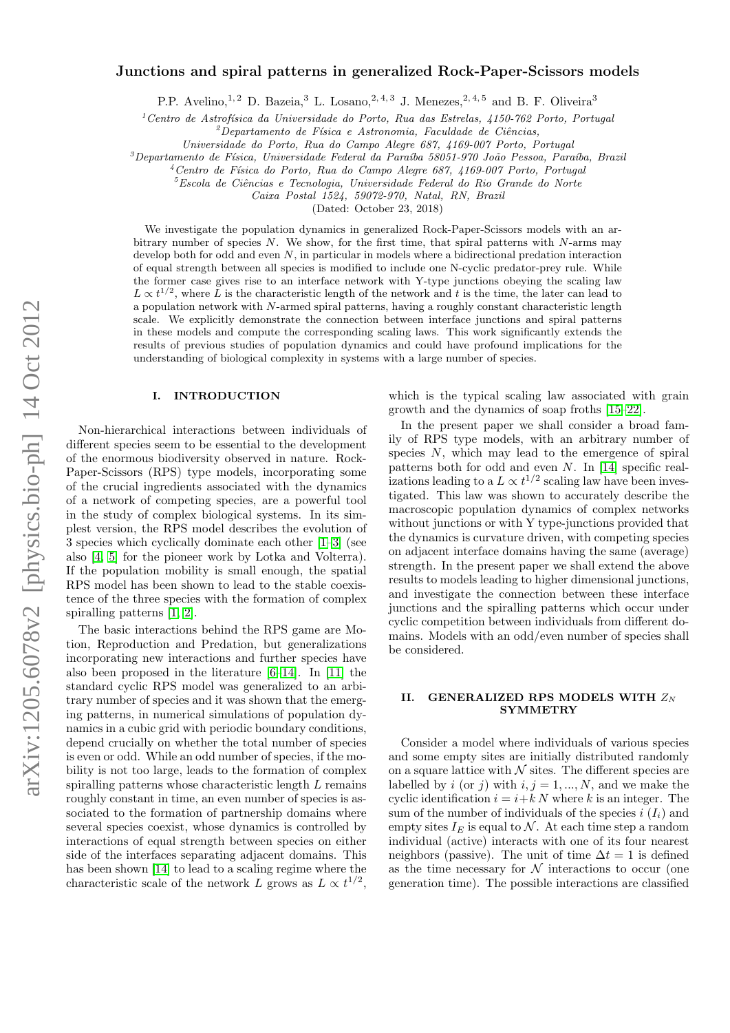# Junctions and spiral patterns in generalized Rock-Paper-Scissors models

P.P. Avelino,[1,2] D. Bazeia,[3] L. Losano,[2,4,3] J. Menezes,[2,4,5] and B. F. Oliveira[3]

[1]Centro de Astrofísica da Universidade do Porto, Rua das Estrelas, 4150-762 Porto, Portugal
[2]Departamento de Física e Astronomia, Faculdade de Ciências, Universidade do Porto, Rua do Campo Alegre 687, 4169-007 Porto, Portugal
[3]Departamento de Física, Universidade Federal da Paraíba 58051-970 João Pessoa, Paraíba, Brazil
[4]Centro de Física do Porto, Rua do Campo Alegre 687, 4169-007 Porto, Portugal
[5]Escola de Ciências e Tecnologia, Universidade Federal do Rio Grande do Norte Caixa Postal 1524, 59072-970, Natal, RN, Brazil

(Dated: October 23, 2018)

We investigate the population dynamics in generalized Rock-Paper-Scissors models with an arbitrary number of species $N$. We show, for the first time, that spiral patterns with $N$-arms may develop both for odd and even $N$, in particular in models where a bidirectional predation interaction of equal strength between all species is modified to include one N-cyclic predator-prey rule. While the former case gives rise to an interface network with Y-type junctions obeying the scaling law $L \propto t^{1/2}$, where $L$ is the characteristic length of the network and $t$ is the time, the later can lead to a population network with $N$-armed spiral patterns, having a roughly constant characteristic length scale. We explicitly demonstrate the connection between interface junctions and spiral patterns in these models and compute the corresponding scaling laws. This work significantly extends the results of previous studies of population dynamics and could have profound implications for the understanding of biological complexity in systems with a large number of species.

## I. INTRODUCTION

Non-hierarchical interactions between individuals of different species seem to be essential to the development of the enormous biodiversity observed in nature. Rock-Paper-Scissors (RPS) type models, incorporating some of the crucial ingredients associated with the dynamics of a network of competing species, are a powerful tool in the study of complex biological systems. In its simplest version, the RPS model describes the evolution of 3 species which cyclically dominate each other [1–3] (see also [4, 5] for the pioneer work by Lotka and Volterra). If the population mobility is small enough, the spatial RPS model has been shown to lead to the stable coexistence of the three species with the formation of complex spiralling patterns [1, 2].

The basic interactions behind the RPS game are Motion, Reproduction and Predation, but generalizations incorporating new interactions and further species have also been proposed in the literature [6–14]. In [11] the standard cyclic RPS model was generalized to an arbitrary number of species and it was shown that the emerging patterns, in numerical simulations of population dynamics in a cubic grid with periodic boundary conditions, depend crucially on whether the total number of species is even or odd. While an odd number of species, if the mobility is not too large, leads to the formation of complex spiralling patterns whose characteristic length $L$ remains roughly constant in time, an even number of species is associated to the formation of partnership domains where several species coexist, whose dynamics is controlled by interactions of equal strength between species on either side of the interfaces separating adjacent domains. This has been shown [14] to lead to a scaling regime where the characteristic scale of the network $L$ grows as $L \propto t^{1/2}$, which is the typical scaling law associated with grain growth and the dynamics of soap froths [15–22].

In the present paper we shall consider a broad family of RPS type models, with an arbitrary number of species $N$, which may lead to the emergence of spiral patterns both for odd and even $N$. In [14] specific realizations leading to a $L \propto t^{1/2}$ scaling law have been investigated. This law was shown to accurately describe the macroscopic population dynamics of complex networks without junctions or with Y type-junctions provided that the dynamics is curvature driven, with competing species on adjacent interface domains having the same (average) strength. In the present paper we shall extend the above results to models leading to higher dimensional junctions, and investigate the connection between these interface junctions and the spiralling patterns which occur under cyclic competition between individuals from different domains. Models with an odd/even number of species shall be considered.

## II. GENERALIZED RPS MODELS WITH $Z_N$ SYMMETRY

Consider a model where individuals of various species and some empty sites are initially distributed randomly on a square lattice with $\mathcal{N}$ sites. The different species are labelled by $i$ (or $j$) with $i, j = 1, ..., N$, and we make the cyclic identification $i = i+k\,N$ where $k$ is an integer. The sum of the number of individuals of the species $i$ ($I_i$) and empty sites $I_E$ is equal to $\mathcal{N}$. At each time step a random individual (active) interacts with one of its four nearest neighbors (passive). The unit of time $\Delta t = 1$ is defined as the time necessary for $\mathcal{N}$ interactions to occur (one generation time). The possible interactions are classified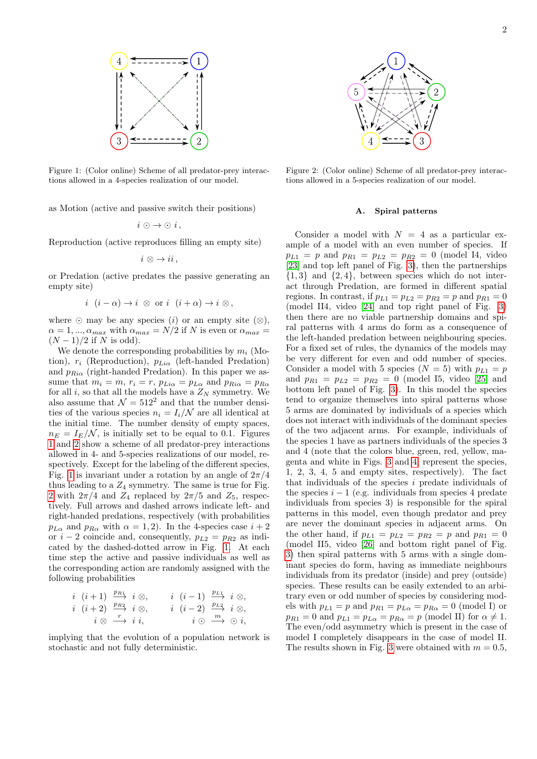Figure 1: (Color online) Scheme of all predator-prey interactions allowed in a 4-species realization of our model.

Figure 2: (Color online) Scheme of all predator-prey interactions allowed in a 5-species realization of our model.

as Motion (active and passive switch their positions)

$$i \odot \to \odot\, i\,,$$

Reproduction (active reproduces filling an empty site)

$$i \otimes \to ii\,,$$

or Predation (active predates the passive generating an empty site)

$$i \ \ (i-\alpha) \to i \ \otimes \ \text{ or } i \ \ (i+\alpha) \to i\ \otimes\,,$$

where $\odot$ may be any species ($i$) or an empty site ($\otimes$), $\alpha = 1, ..., \alpha_{max}$ with $\alpha_{max} = N/2$ if $N$ is even or $\alpha_{max} = (N-1)/2$ if $N$ is odd).

We denote the corresponding probabilities by $m_i$ (Motion), $r_i$ (Reproduction), $p_{Li\alpha}$ (left-handed Predation) and $p_{Ri\alpha}$ (right-handed Predation). In this paper we assume that $m_i = m$, $r_i = r$, $p_{Li\alpha} = p_{L\alpha}$ and $p_{Ri\alpha} = p_{R\alpha}$ for all $i$, so that all the models have a $Z_N$ symmetry. We also assume that $\mathcal{N} = 512^2$ and that the number densities of the various species $n_i = I_i/\mathcal{N}$ are all identical at the initial time. The number density of empty spaces, $n_E = I_E/\mathcal{N}$, is initially set to be equal to 0.1. Figures 1 and 2 show a scheme of all predator-prey interactions allowed in 4- and 5-species realizations of our model, respectively. Except for the labeling of the different species, Fig. 1 is invariant under a rotation by an angle of $2\pi/4$ thus leading to a $Z_4$ symmetry. The same is true for Fig. 2 with $2\pi/4$ and $Z_4$ replaced by $2\pi/5$ and $Z_5$, respectively. Full arrows and dashed arrows indicate left- and right-handed predations, respectively (with probabilities $p_{L\alpha}$ and $p_{R\alpha}$ with $\alpha = 1,2$). In the 4-species case $i+2$ or $i-2$ coincide and, consequently, $p_{L2} = p_{R2}$ as indicated by the dashed-dotted arrow in Fig. 1. At each time step the active and passive individuals as well as the corresponding action are randomly assigned with the following probabilities

$$
\begin{aligned}
&i \ \ (i+1) \ \xrightarrow{p_{R1}} \ i\ \otimes, \qquad && i \ \ (i-1) \ \xrightarrow{p_{L1}} \ i\ \otimes, \\
&i \ \ (i+2) \ \xrightarrow{p_{R2}} \ i\ \otimes, \qquad && i \ \ (i-2) \ \xrightarrow{p_{L2}} \ i\ \otimes, \\
&\qquad\ \ i\ \otimes \ \xrightarrow{r} \ i\ i, \qquad && \qquad\ \ i\ \odot \ \xrightarrow{m} \ \odot\ i,
\end{aligned}
$$

implying that the evolution of a population network is stochastic and not fully deterministic.

### A. Spiral patterns

Consider a model with $N = 4$ as a particular example of a model with an even number of species. If $p_{L1} = p$ and $p_{R1} = p_{L2} = p_{R2} = 0$ (model I4, video [23] and top left panel of Fig. 3), then the partnerships $\{1, 3\}$ and $\{2, 4\}$, between species which do not interact through Predation, are formed in different spatial regions. In contrast, if $p_{L1} = p_{L2} = p_{R2} = p$ and $p_{R1} = 0$ (model II4, video [24] and top right panel of Fig. 3) then there are no viable partnership domains and spiral patterns with 4 arms do form as a consequence of the left-handed predation between neighbouring species. For a fixed set of rules, the dynamics of the models may be very different for even and odd number of species. Consider a model with 5 species ($N = 5$) with $p_{L1} = p$ and $p_{R1} = p_{L2} = p_{R2} = 0$ (model I5, video [25] and bottom left panel of Fig. 3). In this model the species tend to organize themselves into spiral patterns whose 5 arms are dominated by individuals of a species which does not interact with individuals of the dominant species of the two adjacent arms. For example, individuals of the species 1 have as partners individuals of the species 3 and 4 (note that the colors blue, green, red, yellow, magenta and white in Figs. 3 and 4 represent the species, 1, 2, 3, 4, 5 and empty sites, respectively). The fact that individuals of the species $i$ predate individuals of the species $i-1$ (e.g. individuals from species 4 predate individuals from species 3) is responsible for the spiral patterns in this model, even though predator and prey are never the dominant species in adjacent arms. On the other hand, if $p_{L1} = p_{L2} = p_{R2} = p$ and $p_{R1} = 0$ (model II5, video [26] and bottom right panel of Fig. 3) then spiral patterns with 5 arms with a single dominant species do form, having as immediate neighbours individuals from its predator (inside) and prey (outside) species. These results can be easily extended to an arbitrary even or odd number of species by considering models with $p_{L1} = p$ and $p_{R1} = p_{L\alpha} = p_{R\alpha} = 0$ (model I) or $p_{R1} = 0$ and $p_{L1} = p_{L\alpha} = p_{R\alpha} = p$ (model II) for $\alpha \neq 1$. The even/odd asymmetry which is present in the case of model I completely disappears in the case of model II. The results shown in Fig. 3 were obtained with $m = 0.5$,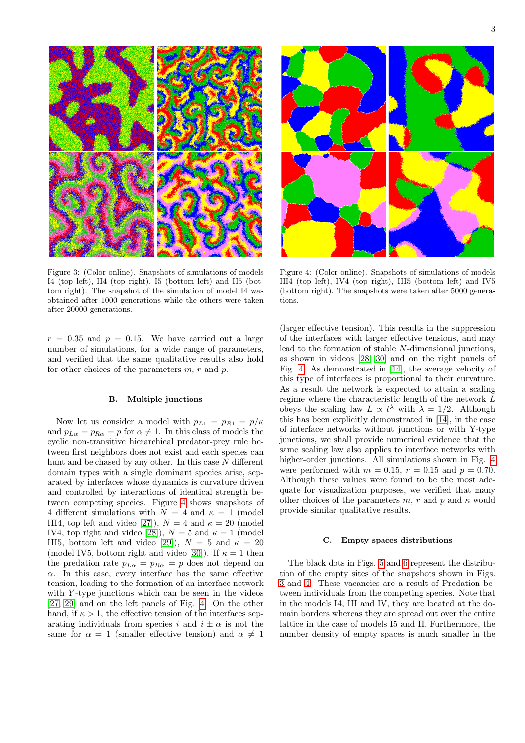Figure 3: (Color online). Snapshots of simulations of models I4 (top left), II4 (top right), I5 (bottom left) and II5 (bottom right). The snapshot of the simulation of model I4 was obtained after 1000 generations while the others were taken after 20000 generations.

Figure 4: (Color online). Snapshots of simulations of models III4 (top left), IV4 (top right), III5 (bottom left) and IV5 (bottom right). The snapshots were taken after 5000 generations.

$r = 0.35$ and $p = 0.15$. We have carried out a large number of simulations, for a wide range of parameters, and verified that the same qualitative results also hold for other choices of the parameters $m$, $r$ and $p$.

### B. Multiple junctions

Now let us consider a model with $p_{L1} = p_{R1} = p/\kappa$ and $p_{L\alpha} = p_{R\alpha} = p$ for $\alpha \neq 1$. In this class of models the cyclic non-transitive hierarchical predator-prey rule between first neighbors does not exist and each species can hunt and be chased by any other. In this case $N$ different domain types with a single dominant species arise, separated by interfaces whose dynamics is curvature driven and controlled by interactions of identical strength between competing species. Figure 4 shows snapshots of 4 different simulations with $N = 4$ and $\kappa = 1$ (model III4, top left and video [27]), $N = 4$ and $\kappa = 20$ (model IV4, top right and video [28]), $N = 5$ and $\kappa = 1$ (model III5, bottom left and video [29]), $N = 5$ and $\kappa = 20$ (model IV5, bottom right and video [30]). If $\kappa = 1$ then the predation rate $p_{L\alpha} = p_{R\alpha} = p$ does not depend on $\alpha$. In this case, every interface has the same effective tension, leading to the formation of an interface network with $Y$-type junctions which can be seen in the videos [27, 29] and on the left panels of Fig. 4. On the other hand, if $\kappa > 1$, the effective tension of the interfaces separating individuals from species $i$ and $i \pm \alpha$ is not the same for $\alpha = 1$ (smaller effective tension) and $\alpha \neq 1$ (larger effective tension). This results in the suppression of the interfaces with larger effective tensions, and may lead to the formation of stable $N$-dimensional junctions, as shown in videos [28, 30] and on the right panels of Fig. 4. As demonstrated in [14], the average velocity of this type of interfaces is proportional to their curvature. As a result the network is expected to attain a scaling regime where the characteristic length of the network $L$ obeys the scaling law $L \propto t^\lambda$ with $\lambda = 1/2$. Although this has been explicitly demonstrated in [14], in the case of interface networks without junctions or with Y-type junctions, we shall provide numerical evidence that the same scaling law also applies to interface networks with higher-order junctions. All simulations shown in Fig. 4 were performed with $m = 0.15$, $r = 0.15$ and $p = 0.70$. Although these values were found to be the most adequate for visualization purposes, we verified that many other choices of the parameters $m$, $r$ and $p$ and $\kappa$ would provide similar qualitative results.

### C. Empty spaces distributions

The black dots in Figs. 5 and 6 represent the distribution of the empty sites of the snapshots shown in Figs. 3 and 4. These vacancies are a result of Predation between individuals from the competing species. Note that in the models I4, III and IV, they are located at the domain borders whereas they are spread out over the entire lattice in the case of models I5 and II. Furthermore, the number density of empty spaces is much smaller in the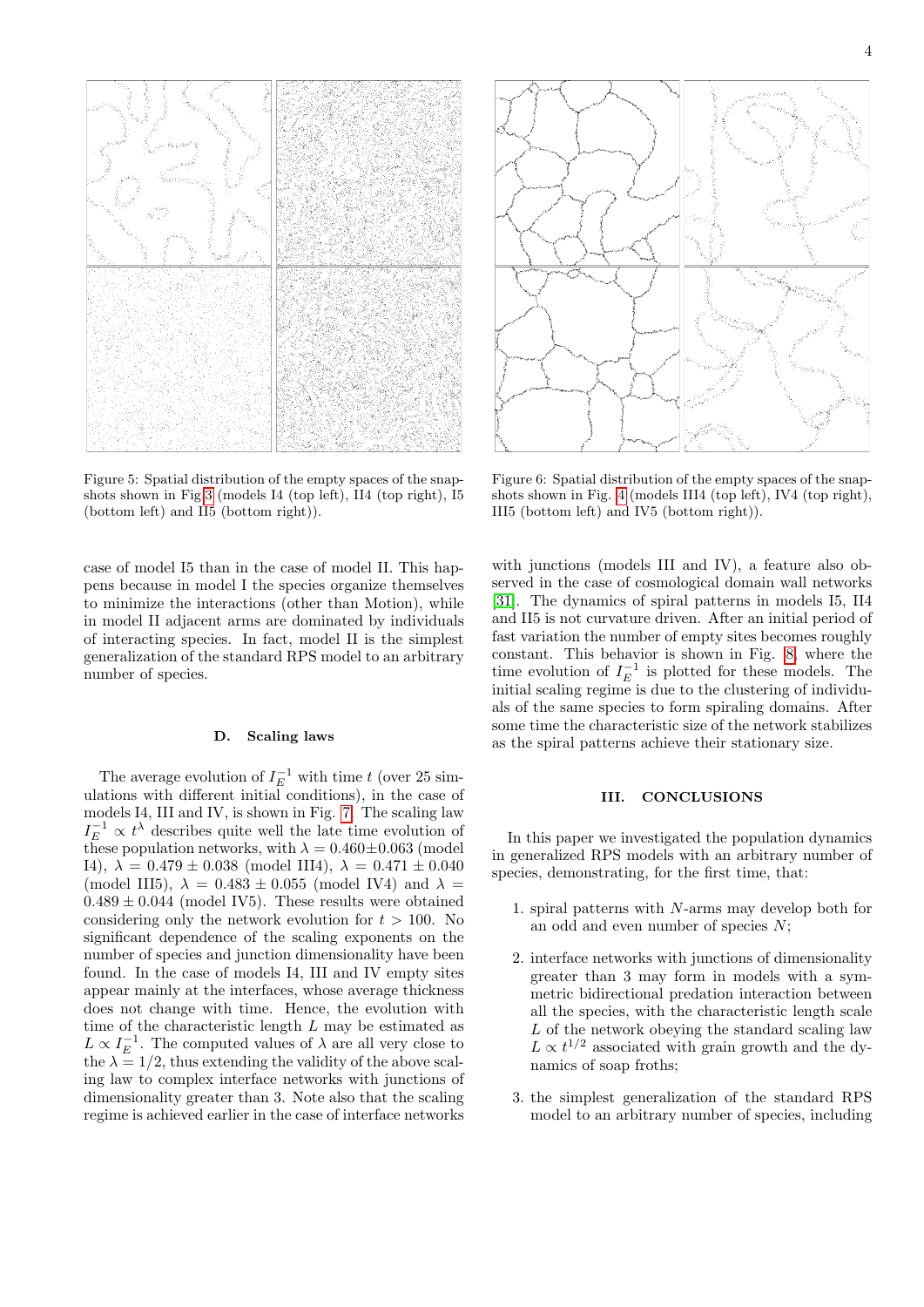Figure 5: Spatial distribution of the empty spaces of the snapshots shown in Fig.3 (models I4 (top left), II4 (top right), I5 (bottom left) and II5 (bottom right)).

Figure 6: Spatial distribution of the empty spaces of the snapshots shown in Fig. 4 (models III4 (top left), IV4 (top right), III5 (bottom left) and IV5 (bottom right)).

case of model I5 than in the case of model II. This happens because in model I the species organize themselves to minimize the interactions (other than Motion), while in model II adjacent arms are dominated by individuals of interacting species. In fact, model II is the simplest generalization of the standard RPS model to an arbitrary number of species.

### D. Scaling laws

The average evolution of $I_E^{-1}$ with time $t$ (over 25 simulations with different initial conditions), in the case of models I4, III and IV, is shown in Fig. 7. The scaling law $I_E^{-1} \propto t^\lambda$ describes quite well the late time evolution of these population networks, with $\lambda = 0.460 \pm 0.063$ (model I4), $\lambda = 0.479 \pm 0.038$ (model III4), $\lambda = 0.471 \pm 0.040$ (model III5), $\lambda = 0.483 \pm 0.055$ (model IV4) and $\lambda = 0.489 \pm 0.044$ (model IV5). These results were obtained considering only the network evolution for $t > 100$. No significant dependence of the scaling exponents on the number of species and junction dimensionality have been found. In the case of models I4, III and IV empty sites appear mainly at the interfaces, whose average thickness does not change with time. Hence, the evolution with time of the characteristic length $L$ may be estimated as $L \propto I_E^{-1}$. The computed values of $\lambda$ are all very close to the $\lambda = 1/2$, thus extending the validity of the above scaling law to complex interface networks with junctions of dimensionality greater than 3. Note also that the scaling regime is achieved earlier in the case of interface networks with junctions (models III and IV), a feature also observed in the case of cosmological domain wall networks [31]. The dynamics of spiral patterns in models I5, II4 and II5 is not curvature driven. After an initial period of fast variation the number of empty sites becomes roughly constant. This behavior is shown in Fig. 8, where the time evolution of $I_E^{-1}$ is plotted for these models. The initial scaling regime is due to the clustering of individuals of the same species to form spiraling domains. After some time the characteristic size of the network stabilizes as the spiral patterns achieve their stationary size.

## III. CONCLUSIONS

In this paper we investigated the population dynamics in generalized RPS models with an arbitrary number of species, demonstrating, for the first time, that:

1. spiral patterns with $N$-arms may develop both for an odd and even number of species $N$;
2. interface networks with junctions of dimensionality greater than 3 may form in models with a symmetric bidirectional predation interaction between all the species, with the characteristic length scale $L$ of the network obeying the standard scaling law $L \propto t^{1/2}$ associated with grain growth and the dynamics of soap froths;
3. the simplest generalization of the standard RPS model to an arbitrary number of species, including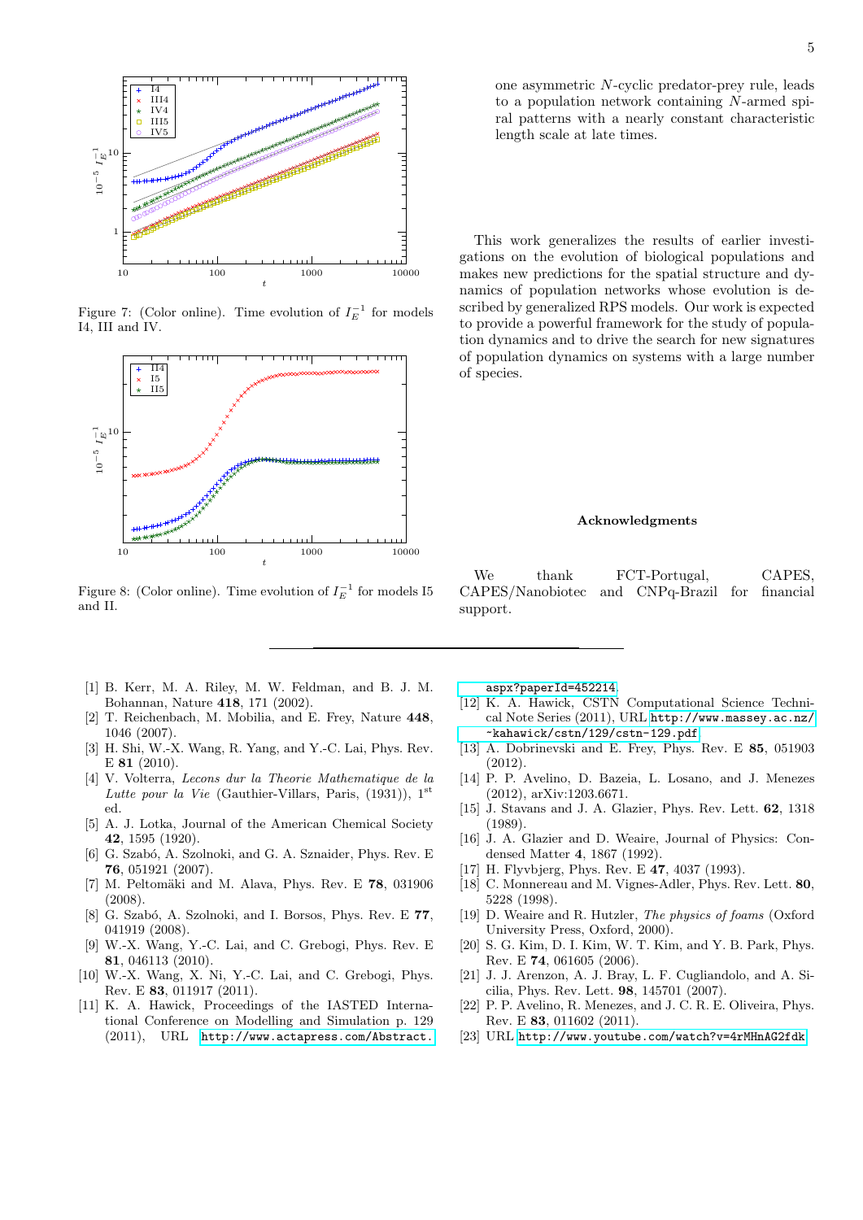Figure 7: (Color online). Time evolution of $I_E^{-1}$ for models I4, III and IV.

Figure 8: (Color online). Time evolution of $I_E^{-1}$ for models I5 and II.

one asymmetric $N$-cyclic predator-prey rule, leads to a population network containing $N$-armed spiral patterns with a nearly constant characteristic length scale at late times.

This work generalizes the results of earlier investigations on the evolution of biological populations and makes new predictions for the spatial structure and dynamics of population networks whose evolution is described by generalized RPS models. Our work is expected to provide a powerful framework for the study of population dynamics and to drive the search for new signatures of population dynamics on systems with a large number of species.

### Acknowledgments

We thank FCT-Portugal, CAPES, CAPES/Nanobiotec and CNPq-Brazil for financial support.

---

[1] B. Kerr, M. A. Riley, M. W. Feldman, and B. J. M. Bohannan, Nature **418**, 171 (2002).

[2] T. Reichenbach, M. Mobilia, and E. Frey, Nature **448**, 1046 (2007).

[3] H. Shi, W.-X. Wang, R. Yang, and Y.-C. Lai, Phys. Rev. E **81** (2010).

[4] V. Volterra, *Lecons dur la Theorie Mathematique de la Lutte pour la Vie* (Gauthier-Villars, Paris, (1931)), 1st ed.

[5] A. J. Lotka, Journal of the American Chemical Society **42**, 1595 (1920).

[6] G. Szabó, A. Szolnoki, and G. A. Sznaider, Phys. Rev. E **76**, 051921 (2007).

[7] M. Peltomäki and M. Alava, Phys. Rev. E **78**, 031906 (2008).

[8] G. Szabó, A. Szolnoki, and I. Borsos, Phys. Rev. E **77**, 041919 (2008).

[9] W.-X. Wang, Y.-C. Lai, and C. Grebogi, Phys. Rev. E **81**, 046113 (2010).

[10] W.-X. Wang, X. Ni, Y.-C. Lai, and C. Grebogi, Phys. Rev. E **83**, 011917 (2011).

[11] K. A. Hawick, Proceedings of the IASTED International Conference on Modelling and Simulation p. 129 (2011), URL http://www.actapress.com/Abstract.aspx?paperId=452214.

[12] K. A. Hawick, CSTN Computational Science Technical Note Series (2011), URL http://www.massey.ac.nz/~kahawick/cstn/129/cstn-129.pdf.

[13] A. Dobrinevski and E. Frey, Phys. Rev. E **85**, 051903 (2012).

[14] P. P. Avelino, D. Bazeia, L. Losano, and J. Menezes (2012), arXiv:1203.6671.

[15] J. Stavans and J. A. Glazier, Phys. Rev. Lett. **62**, 1318 (1989).

[16] J. A. Glazier and D. Weaire, Journal of Physics: Condensed Matter **4**, 1867 (1992).

[17] H. Flyvbjerg, Phys. Rev. E **47**, 4037 (1993).

[18] C. Monnereau and M. Vignes-Adler, Phys. Rev. Lett. **80**, 5228 (1998).

[19] D. Weaire and R. Hutzler, *The physics of foams* (Oxford University Press, Oxford, 2000).

[20] S. G. Kim, D. I. Kim, W. T. Kim, and Y. B. Park, Phys. Rev. E **74**, 061605 (2006).

[21] J. J. Arenzon, A. J. Bray, L. F. Cugliandolo, and A. Sicilia, Phys. Rev. Lett. **98**, 145701 (2007).

[22] P. P. Avelino, R. Menezes, and J. C. R. E. Oliveira, Phys. Rev. E **83**, 011602 (2011).

[23] URL http://www.youtube.com/watch?v=4rMHnAG2fdk.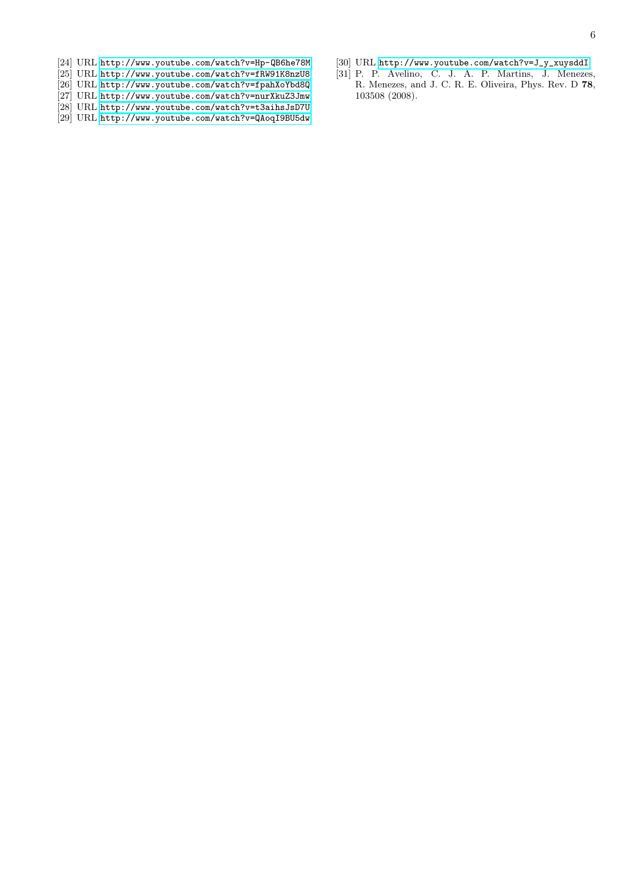[24] URL http://www.youtube.com/watch?v=Hp-QB6he78M

[25] URL http://www.youtube.com/watch?v=fRW91K8nzU8

[26] URL http://www.youtube.com/watch?v=fpahXoYbd8Q

[27] URL http://www.youtube.com/watch?v=nurXkuZ3Jmw

[28] URL http://www.youtube.com/watch?v=t3aihsJsD7U

[29] URL http://www.youtube.com/watch?v=QAoqI9BU5dw

[30] URL http://www.youtube.com/watch?v=J_y_xuysddI

[31] P. P. Avelino, C. J. A. P. Martins, J. Menezes, R. Menezes, and J. C. R. E. Oliveira, Phys. Rev. D **78**, 103508 (2008).